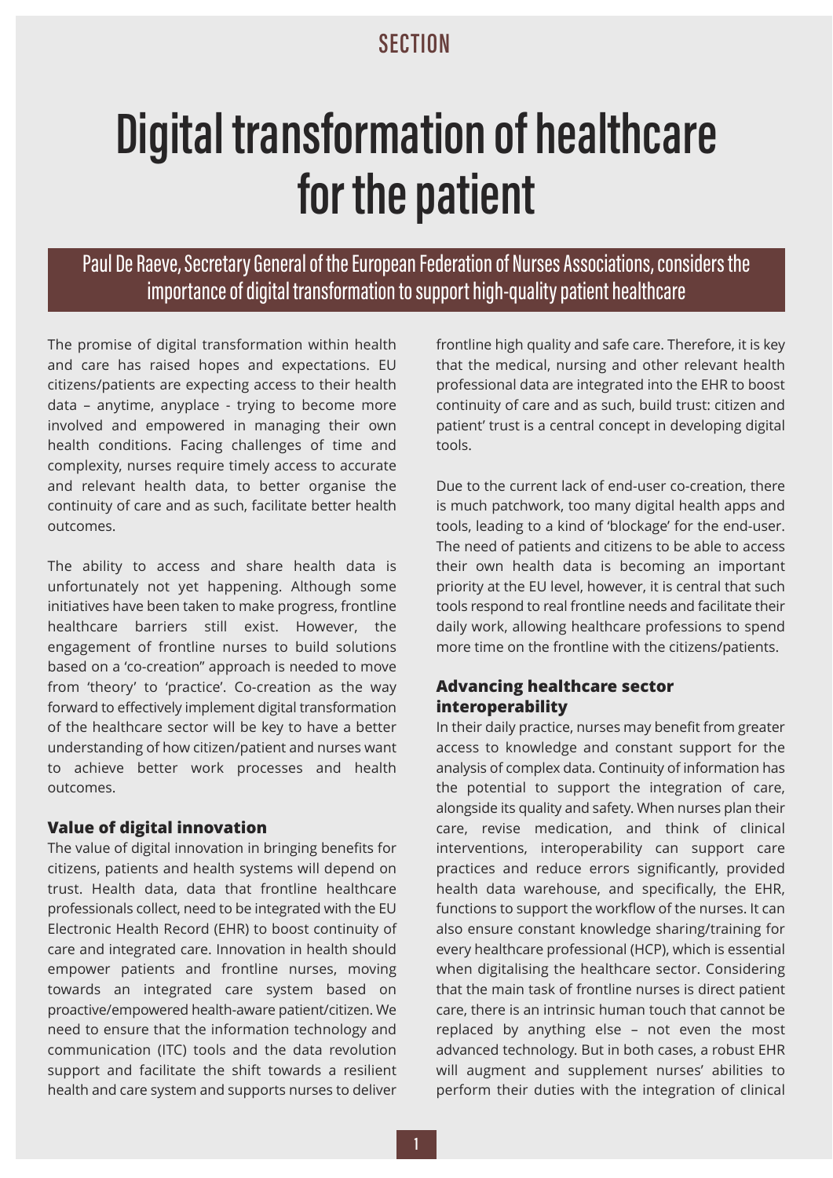SECTION

# Digital transformation of healthcare for the patient

Paul De Raeve, Secretary General of the European Federation of Nurses Associations, considers the importance of digital transformation to support high-quality patient healthcare

The promise of digital transformation within health and care has raised hopes and expectations. EU citizens/patients are expecting access to their health data – anytime, anyplace - trying to become more involved and empowered in managing their own health conditions. Facing challenges of time and complexity, nurses require timely access to accurate and relevant health data, to better organise the continuity of care and as such, facilitate better health outcomes.

The ability to access and share health data is unfortunately not yet happening. Although some initiatives have been taken to make progress, frontline healthcare barriers still exist. However, the engagement of frontline nurses to build solutions based on a 'co-creation" approach is needed to move from 'theory' to 'practice'. Co-creation as the way forward to effectively implement digital transformation of the healthcare sector will be key to have a better understanding of how citizen/patient and nurses want to achieve better work processes and health outcomes.

## Value of digital innovation

The value of digital innovation in bringing benefits for citizens, patients and health systems will depend on trust. Health data, data that frontline healthcare professionals collect, need to be integrated with the EU Electronic Health Record (EHR) to boost continuity of care and integrated care. Innovation in health should empower patients and frontline nurses, moving towards an integrated care system based on proactive/empowered health-aware patient/citizen. We need to ensure that the information technology and communication (ITC) tools and the data revolution support and facilitate the shift towards a resilient health and care system and supports nurses to deliver frontline high quality and safe care. Therefore, it is key that the medical, nursing and other relevant health professional data are integrated into the EHR to boost continuity of care and as such, build trust: citizen and patient' trust is a central concept in developing digital tools.

Due to the current lack of end-user co-creation, there is much patchwork, too many digital health apps and tools, leading to a kind of 'blockage' for the end-user. The need of patients and citizens to be able to access their own health data is becoming an important priority at the EU level, however, it is central that such tools respond to real frontline needs and facilitate their daily work, allowing healthcare professions to spend more time on the frontline with the citizens/patients.

## Advancing healthcare sector interoperability

In their daily practice, nurses may benefit from greater access to knowledge and constant support for the analysis of complex data. Continuity of information has the potential to support the integration of care, alongside its quality and safety. When nurses plan their care, revise medication, and think of clinical interventions, interoperability can support care practices and reduce errors significantly, provided health data warehouse, and specifically, the EHR, functions to support the workflow of the nurses. It can also ensure constant knowledge sharing/training for every healthcare professional (HCP), which is essential when digitalising the healthcare sector. Considering that the main task of frontline nurses is direct patient care, there is an intrinsic human touch that cannot be replaced by anything else – not even the most advanced technology. But in both cases, a robust EHR will augment and supplement nurses' abilities to perform their duties with the integration of clinical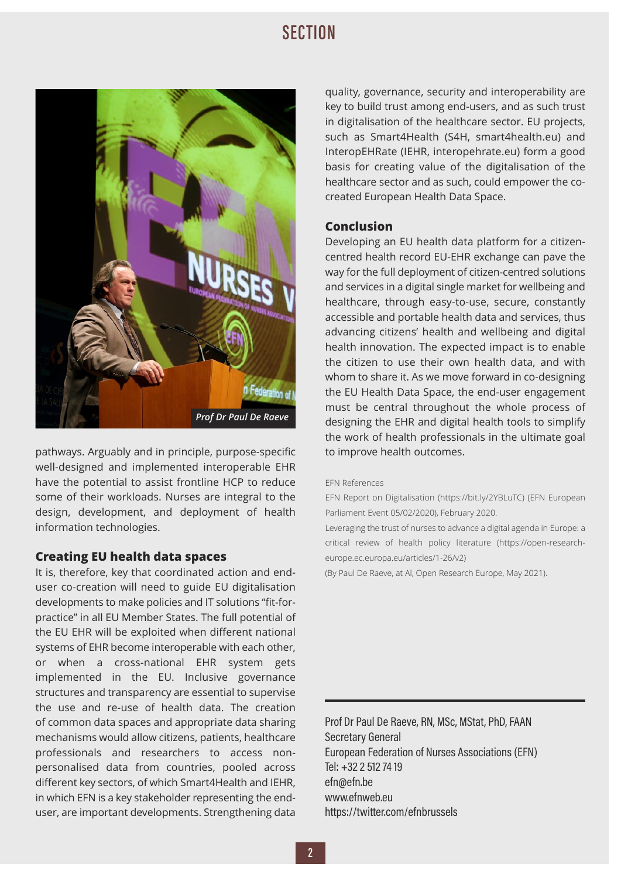Prof Dr Paul De Raeve

pathways. Arguably and in principle, purpose-specific well-designed and implemented interoperable EHR have the potential to assist frontline HCP to reduce some of their workloads. Nurses are integral to the design, development, and deployment of health information technologies.

## Creating EU health data spaces

It is, therefore, key that coordinated action and end-user co-creation will need to guide EU digitalisation developments to make policies and IT solutions "fit-for-practice" in all EU Member States. The full potential of the EU EHR will be exploited when different national systems of EHR become interoperable with each other, or when a cross-national EHR system gets implemented in the EU. Inclusive governance structures and transparency are essential to supervise the use and re-use of health data. The creation of common data spaces and appropriate data sharing mechanisms would allow citizens, patients, healthcare professionals and researchers to access non-personalised data from countries, pooled across different key sectors, of which Smart4Health and IEHR, in which EFN is a key stakeholder representing the end-user, are important developments. Strengthening data quality, governance, security and interoperability are key to build trust among end-users, and as such trust in digitalisation of the healthcare sector. EU projects, such as Smart4Health (S4H, smart4health.eu) and InteropEHRate (IEHR, interopehrate.eu) form a good basis for creating value of the digitalisation of the healthcare sector and as such, could empower the co-created European Health Data Space.

## Conclusion

Developing an EU health data platform for a citizen-centred health record EU-EHR exchange can pave the way for the full deployment of citizen-centred solutions and services in a digital single market for wellbeing and healthcare, through easy-to-use, secure, constantly accessible and portable health data and services, thus advancing citizens' health and wellbeing and digital health innovation. The expected impact is to enable the citizen to use their own health data, and with whom to share it. As we move forward in co-designing the EU Health Data Space, the end-user engagement must be central throughout the whole process of designing the EHR and digital health tools to simplify the work of health professionals in the ultimate goal to improve health outcomes.

EFN References

EFN Report on Digitalisation (https://bit.ly/2YBLuTC) (EFN European Parliament Event 05/02/2020), February 2020.

Leveraging the trust of nurses to advance a digital agenda in Europe: a critical review of health policy literature (https://open-research-europe.ec.europa.eu/articles/1-26/v2)

(By Paul De Raeve, at Al, Open Research Europe, May 2021).

---

Prof Dr Paul De Raeve, RN, MSc, MStat, PhD, FAAN
Secretary General
European Federation of Nurses Associations (EFN)
Tel: +32 2 512 74 19
efn@efn.be
www.efnweb.eu
https://twitter.com/efnbrussels